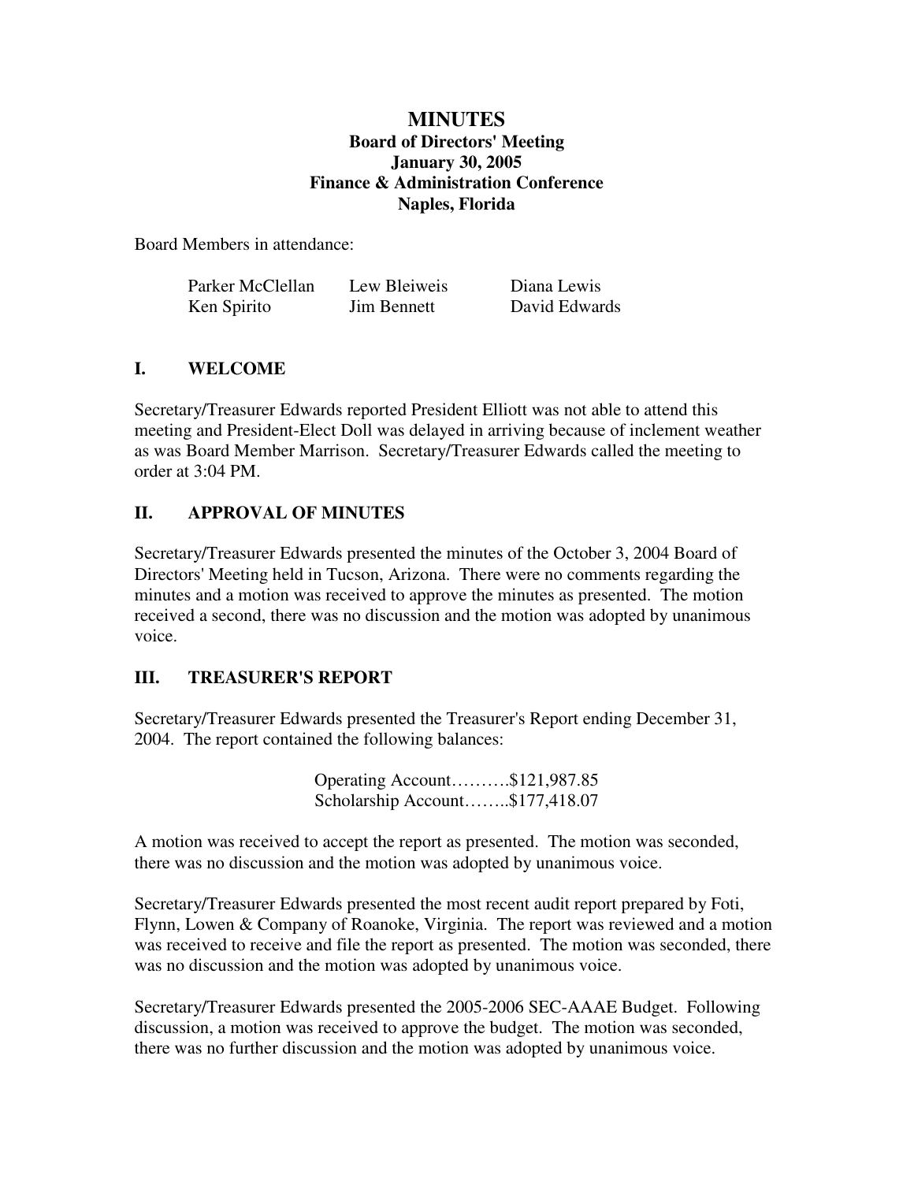# MINUTES

**Board of Directors' Meeting**
**January 30, 2005**
**Finance & Administration Conference**
**Naples, Florida**

Board Members in attendance:

| | | |
|---|---|---|
| Parker McClellan | Lew Bleiweis | Diana Lewis |
| Ken Spirito | Jim Bennett | David Edwards |

## I. WELCOME

Secretary/Treasurer Edwards reported President Elliott was not able to attend this meeting and President-Elect Doll was delayed in arriving because of inclement weather as was Board Member Marrison. Secretary/Treasurer Edwards called the meeting to order at 3:04 PM.

## II. APPROVAL OF MINUTES

Secretary/Treasurer Edwards presented the minutes of the October 3, 2004 Board of Directors' Meeting held in Tucson, Arizona. There were no comments regarding the minutes and a motion was received to approve the minutes as presented. The motion received a second, there was no discussion and the motion was adopted by unanimous voice.

## III. TREASURER'S REPORT

Secretary/Treasurer Edwards presented the Treasurer's Report ending December 31, 2004. The report contained the following balances:

Operating Account……….$121,987.85
Scholarship Account……..$177,418.07

A motion was received to accept the report as presented. The motion was seconded, there was no discussion and the motion was adopted by unanimous voice.

Secretary/Treasurer Edwards presented the most recent audit report prepared by Foti, Flynn, Lowen & Company of Roanoke, Virginia. The report was reviewed and a motion was received to receive and file the report as presented. The motion was seconded, there was no discussion and the motion was adopted by unanimous voice.

Secretary/Treasurer Edwards presented the 2005-2006 SEC-AAAE Budget. Following discussion, a motion was received to approve the budget. The motion was seconded, there was no further discussion and the motion was adopted by unanimous voice.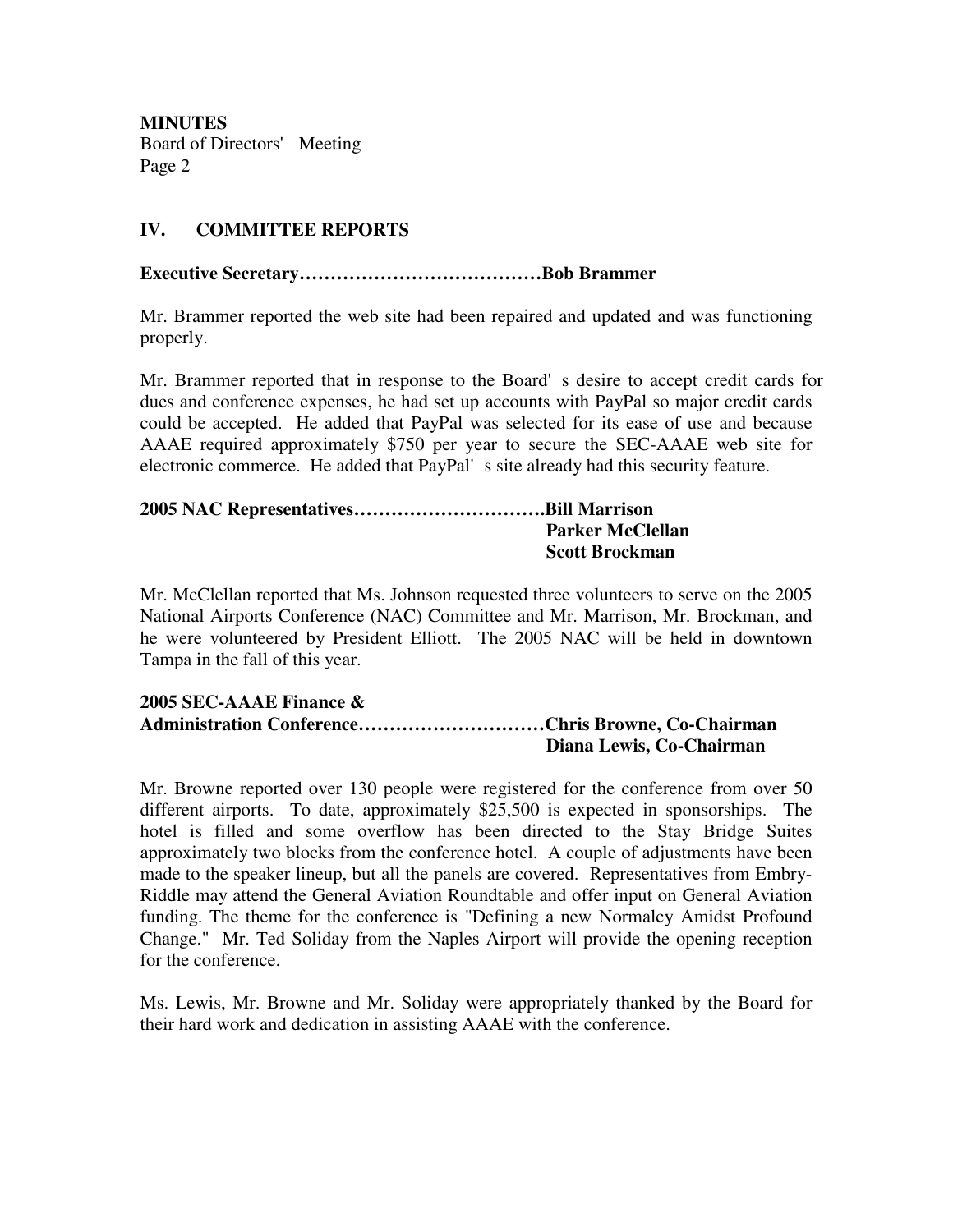## IV. COMMITTEE REPORTS

**Executive Secretary…………………………………Bob Brammer**

Mr. Brammer reported the web site had been repaired and updated and was functioning properly.

Mr. Brammer reported that in response to the Board's desire to accept credit cards for dues and conference expenses, he had set up accounts with PayPal so major credit cards could be accepted. He added that PayPal was selected for its ease of use and because AAAE required approximately $750 per year to secure the SEC-AAAE web site for electronic commerce. He added that PayPal's site already had this security feature.

**2005 NAC Representatives………………………….Bill Marrison**
**Parker McClellan**
**Scott Brockman**

Mr. McClellan reported that Ms. Johnson requested three volunteers to serve on the 2005 National Airports Conference (NAC) Committee and Mr. Marrison, Mr. Brockman, and he were volunteered by President Elliott. The 2005 NAC will be held in downtown Tampa in the fall of this year.

**2005 SEC-AAAE Finance &**
**Administration Conference…………………………Chris Browne, Co-Chairman**
**Diana Lewis, Co-Chairman**

Mr. Browne reported over 130 people were registered for the conference from over 50 different airports. To date, approximately $25,500 is expected in sponsorships. The hotel is filled and some overflow has been directed to the Stay Bridge Suites approximately two blocks from the conference hotel. A couple of adjustments have been made to the speaker lineup, but all the panels are covered. Representatives from Embry-Riddle may attend the General Aviation Roundtable and offer input on General Aviation funding. The theme for the conference is "Defining a new Normalcy Amidst Profound Change." Mr. Ted Soliday from the Naples Airport will provide the opening reception for the conference.

Ms. Lewis, Mr. Browne and Mr. Soliday were appropriately thanked by the Board for their hard work and dedication in assisting AAAE with the conference.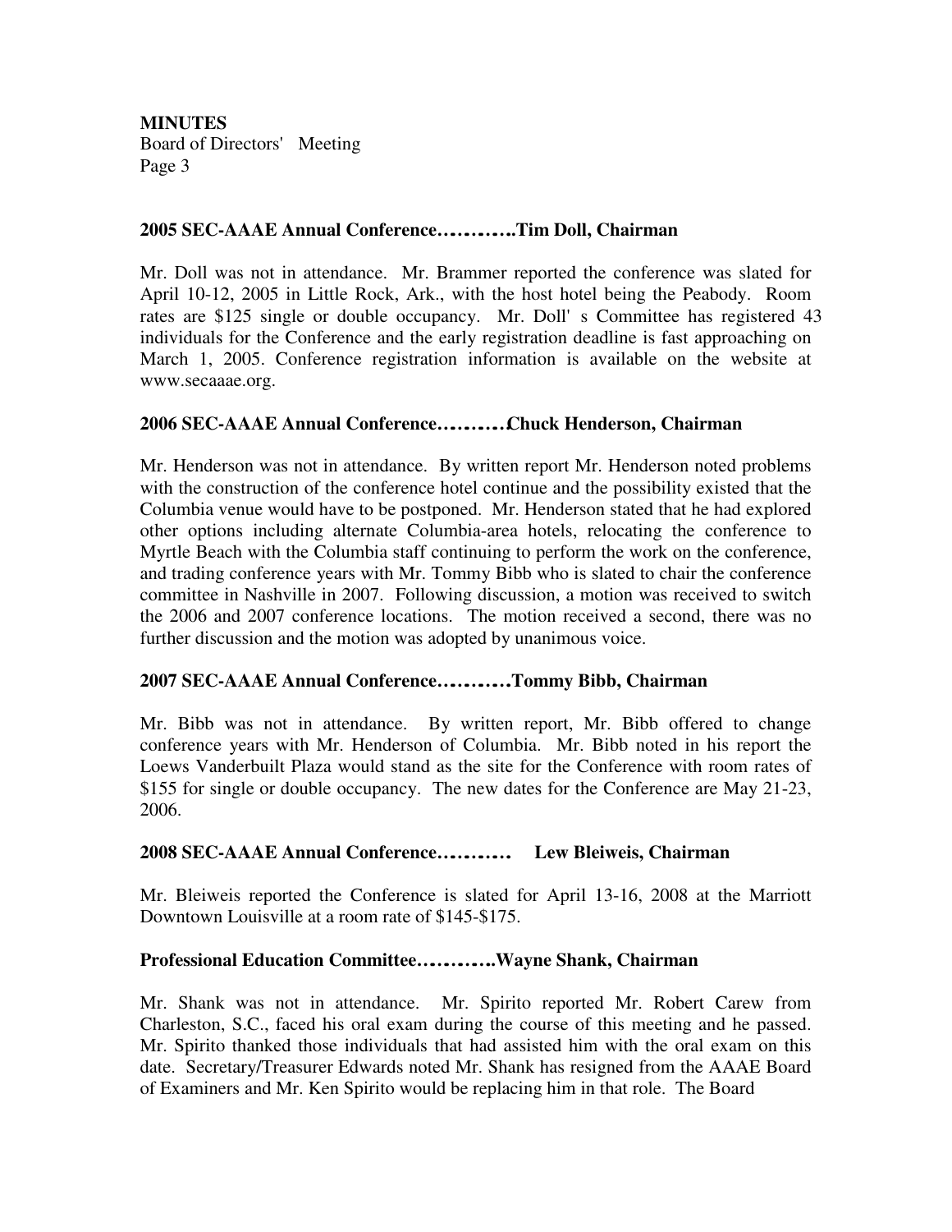**MINUTES**
Board of Directors' Meeting
Page 3

**2005 SEC-AAAE Annual Conference………..Tim Doll, Chairman**

Mr. Doll was not in attendance. Mr. Brammer reported the conference was slated for April 10-12, 2005 in Little Rock, Ark., with the host hotel being the Peabody. Room rates are $125 single or double occupancy. Mr. Doll' s Committee has registered 43 individuals for the Conference and the early registration deadline is fast approaching on March 1, 2005. Conference registration information is available on the website at www.secaaae.org.

**2006 SEC-AAAE Annual Conference……….Chuck Henderson, Chairman**

Mr. Henderson was not in attendance. By written report Mr. Henderson noted problems with the construction of the conference hotel continue and the possibility existed that the Columbia venue would have to be postponed. Mr. Henderson stated that he had explored other options including alternate Columbia-area hotels, relocating the conference to Myrtle Beach with the Columbia staff continuing to perform the work on the conference, and trading conference years with Mr. Tommy Bibb who is slated to chair the conference committee in Nashville in 2007. Following discussion, a motion was received to switch the 2006 and 2007 conference locations. The motion received a second, there was no further discussion and the motion was adopted by unanimous voice.

**2007 SEC-AAAE Annual Conference……….Tommy Bibb, Chairman**

Mr. Bibb was not in attendance. By written report, Mr. Bibb offered to change conference years with Mr. Henderson of Columbia. Mr. Bibb noted in his report the Loews Vanderbuilt Plaza would stand as the site for the Conference with room rates of $155 for single or double occupancy. The new dates for the Conference are May 21-23, 2006.

**2008 SEC-AAAE Annual Conference………. Lew Bleiweis, Chairman**

Mr. Bleiweis reported the Conference is slated for April 13-16, 2008 at the Marriott Downtown Louisville at a room rate of $145-$175.

**Professional Education Committee………..Wayne Shank, Chairman**

Mr. Shank was not in attendance. Mr. Spirito reported Mr. Robert Carew from Charleston, S.C., faced his oral exam during the course of this meeting and he passed. Mr. Spirito thanked those individuals that had assisted him with the oral exam on this date. Secretary/Treasurer Edwards noted Mr. Shank has resigned from the AAAE Board of Examiners and Mr. Ken Spirito would be replacing him in that role. The Board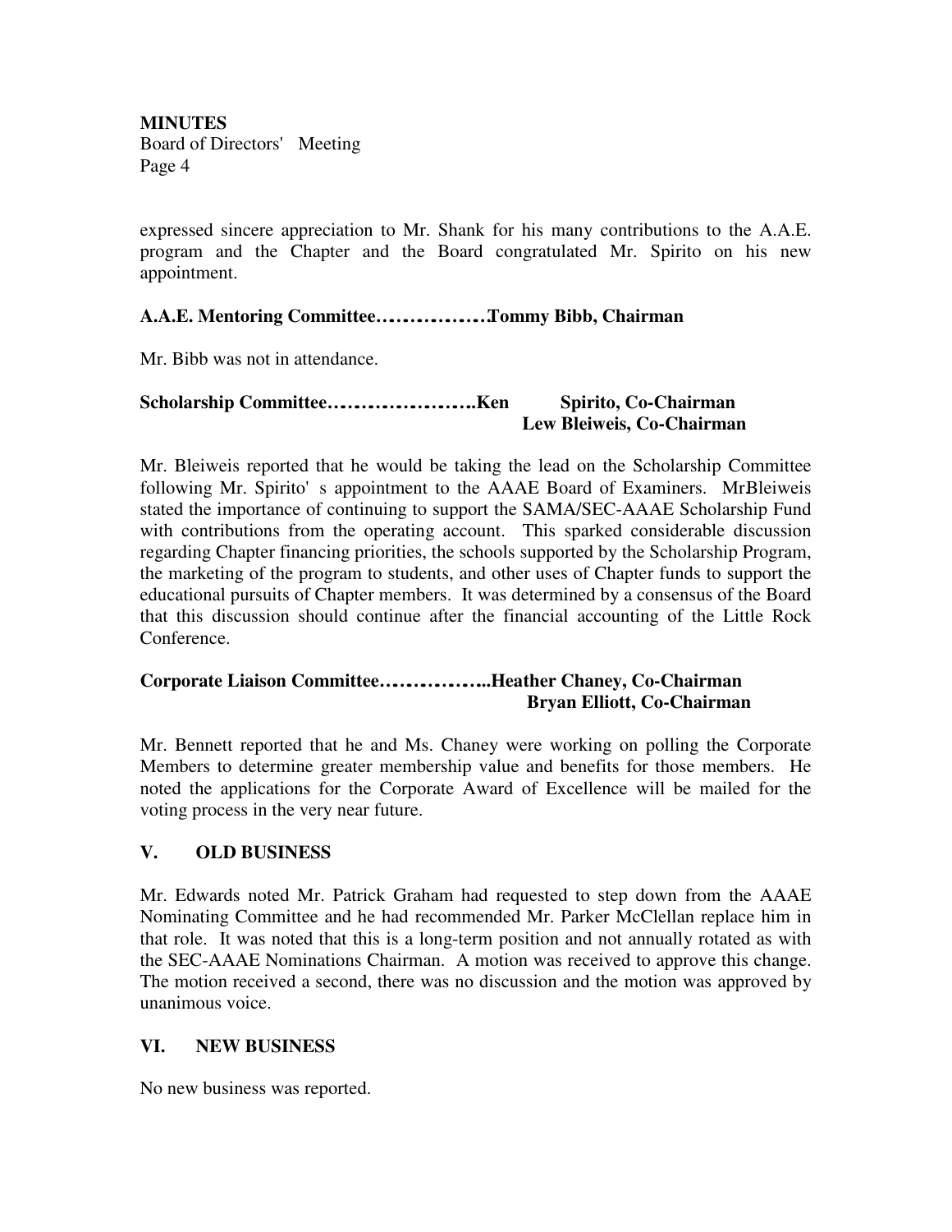expressed sincere appreciation to Mr. Shank for his many contributions to the A.A.E. program and the Chapter and the Board congratulated Mr. Spirito on his new appointment.

**A.A.E. Mentoring Committee……………Tommy Bibb, Chairman**

Mr. Bibb was not in attendance.

**Scholarship Committee………………….Ken Spirito, Co-Chairman**
**Lew Bleiweis, Co-Chairman**

Mr. Bleiweis reported that he would be taking the lead on the Scholarship Committee following Mr. Spirito' s appointment to the AAAE Board of Examiners. MrBleiweis stated the importance of continuing to support the SAMA/SEC-AAAE Scholarship Fund with contributions from the operating account. This sparked considerable discussion regarding Chapter financing priorities, the schools supported by the Scholarship Program, the marketing of the program to students, and other uses of Chapter funds to support the educational pursuits of Chapter members. It was determined by a consensus of the Board that this discussion should continue after the financial accounting of the Little Rock Conference.

**Corporate Liaison Committee……………..Heather Chaney, Co-Chairman**
**Bryan Elliott, Co-Chairman**

Mr. Bennett reported that he and Ms. Chaney were working on polling the Corporate Members to determine greater membership value and benefits for those members. He noted the applications for the Corporate Award of Excellence will be mailed for the voting process in the very near future.

## V. OLD BUSINESS

Mr. Edwards noted Mr. Patrick Graham had requested to step down from the AAAE Nominating Committee and he had recommended Mr. Parker McClellan replace him in that role. It was noted that this is a long-term position and not annually rotated as with the SEC-AAAE Nominations Chairman. A motion was received to approve this change. The motion received a second, there was no discussion and the motion was approved by unanimous voice.

## VI. NEW BUSINESS

No new business was reported.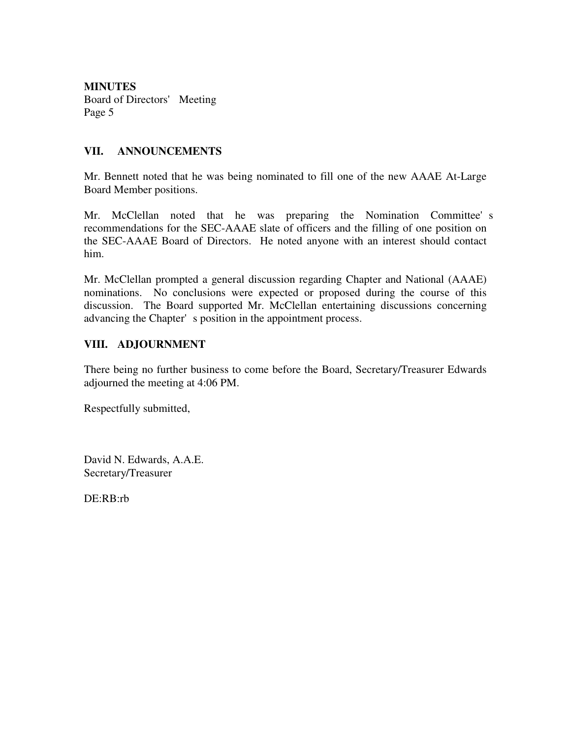**MINUTES**
Board of Directors' Meeting
Page 5

## VII. ANNOUNCEMENTS

Mr. Bennett noted that he was being nominated to fill one of the new AAAE At-Large Board Member positions.

Mr. McClellan noted that he was preparing the Nomination Committee's recommendations for the SEC-AAAE slate of officers and the filling of one position on the SEC-AAAE Board of Directors. He noted anyone with an interest should contact him.

Mr. McClellan prompted a general discussion regarding Chapter and National (AAAE) nominations. No conclusions were expected or proposed during the course of this discussion. The Board supported Mr. McClellan entertaining discussions concerning advancing the Chapter's position in the appointment process.

## VIII. ADJOURNMENT

There being no further business to come before the Board, Secretary/Treasurer Edwards adjourned the meeting at 4:06 PM.

Respectfully submitted,

David N. Edwards, A.A.E.
Secretary/Treasurer

DE:RB:rb